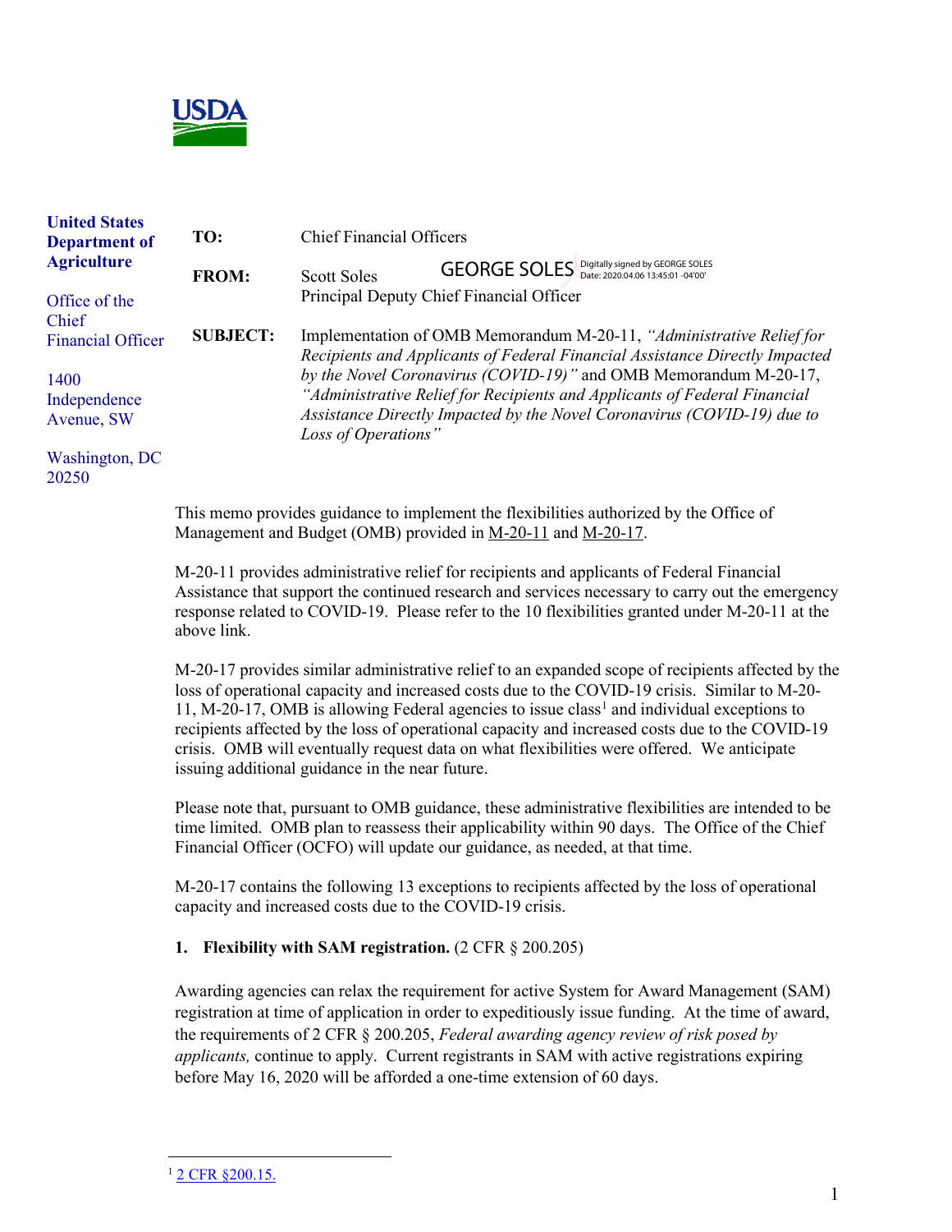**United States Department of Agriculture**

Office of the Chief Financial Officer

1400 Independence Avenue, SW

Washington, DC 20250

**TO:** Chief Financial Officers

**FROM:** Scott Soles
Principal Deputy Chief Financial Officer

GEORGE SOLES Digitally signed by GEORGE SOLES Date: 2020.04.06 13:45:01 -04'00'

**SUBJECT:** Implementation of OMB Memorandum M-20-11, *"Administrative Relief for Recipients and Applicants of Federal Financial Assistance Directly Impacted by the Novel Coronavirus (COVID-19)"* and OMB Memorandum M-20-17, *"Administrative Relief for Recipients and Applicants of Federal Financial Assistance Directly Impacted by the Novel Coronavirus (COVID-19) due to Loss of Operations"*

This memo provides guidance to implement the flexibilities authorized by the Office of Management and Budget (OMB) provided in M-20-11 and M-20-17.

M-20-11 provides administrative relief for recipients and applicants of Federal Financial Assistance that support the continued research and services necessary to carry out the emergency response related to COVID-19. Please refer to the 10 flexibilities granted under M-20-11 at the above link.

M-20-17 provides similar administrative relief to an expanded scope of recipients affected by the loss of operational capacity and increased costs due to the COVID-19 crisis. Similar to M-20-11, M-20-17, OMB is allowing Federal agencies to issue class[1] and individual exceptions to recipients affected by the loss of operational capacity and increased costs due to the COVID-19 crisis. OMB will eventually request data on what flexibilities were offered. We anticipate issuing additional guidance in the near future.

Please note that, pursuant to OMB guidance, these administrative flexibilities are intended to be time limited. OMB plan to reassess their applicability within 90 days. The Office of the Chief Financial Officer (OCFO) will update our guidance, as needed, at that time.

M-20-17 contains the following 13 exceptions to recipients affected by the loss of operational capacity and increased costs due to the COVID-19 crisis.

**1. Flexibility with SAM registration.** (2 CFR § 200.205)

Awarding agencies can relax the requirement for active System for Award Management (SAM) registration at time of application in order to expeditiously issue funding. At the time of award, the requirements of 2 CFR § 200.205, *Federal awarding agency review of risk posed by applicants,* continue to apply. Current registrants in SAM with active registrations expiring before May 16, 2020 will be afforded a one-time extension of 60 days.

[1] 2 CFR §200.15.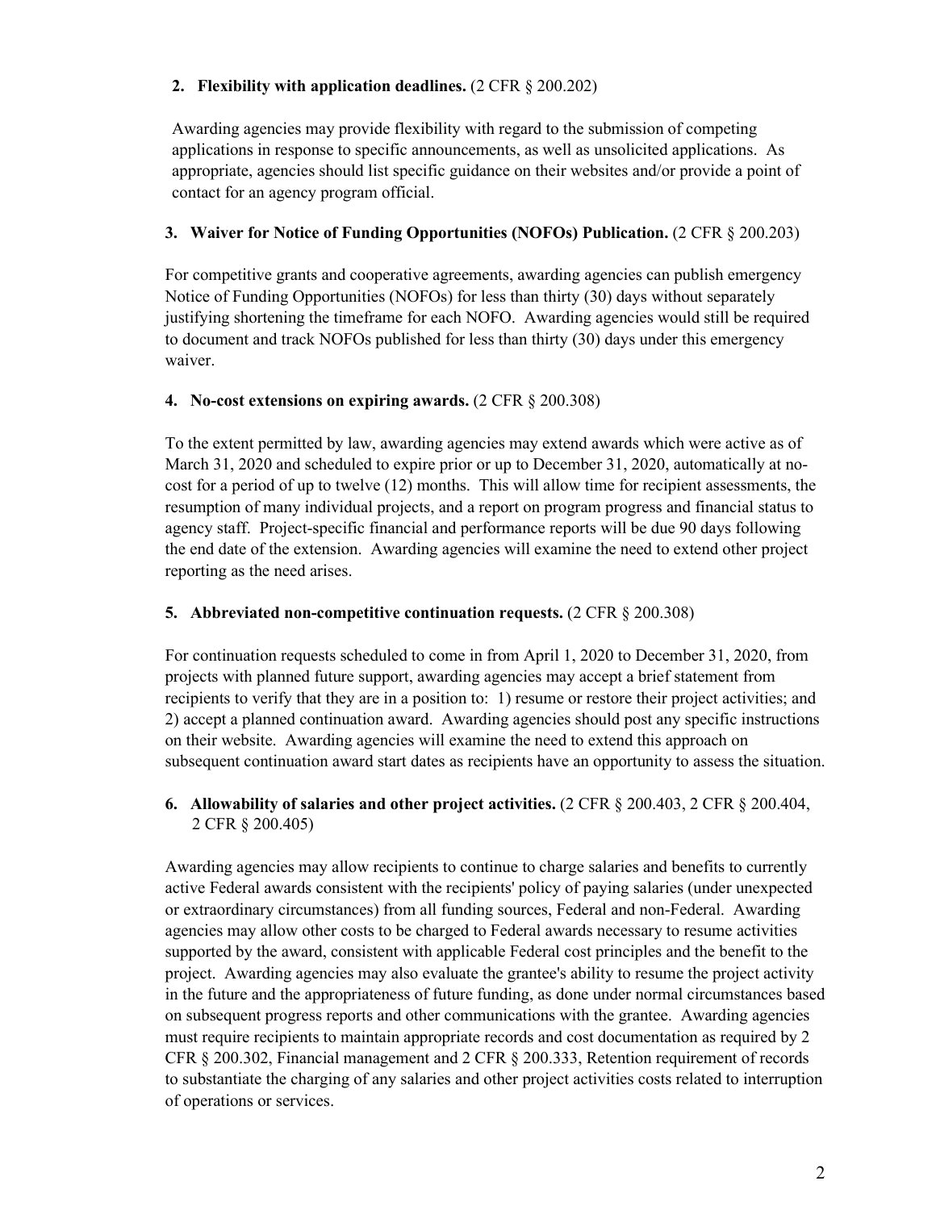**2. Flexibility with application deadlines.** (2 CFR § 200.202)

Awarding agencies may provide flexibility with regard to the submission of competing applications in response to specific announcements, as well as unsolicited applications. As appropriate, agencies should list specific guidance on their websites and/or provide a point of contact for an agency program official.

**3. Waiver for Notice of Funding Opportunities (NOFOs) Publication.** (2 CFR § 200.203)

For competitive grants and cooperative agreements, awarding agencies can publish emergency Notice of Funding Opportunities (NOFOs) for less than thirty (30) days without separately justifying shortening the timeframe for each NOFO. Awarding agencies would still be required to document and track NOFOs published for less than thirty (30) days under this emergency waiver.

**4. No-cost extensions on expiring awards.** (2 CFR § 200.308)

To the extent permitted by law, awarding agencies may extend awards which were active as of March 31, 2020 and scheduled to expire prior or up to December 31, 2020, automatically at no-cost for a period of up to twelve (12) months. This will allow time for recipient assessments, the resumption of many individual projects, and a report on program progress and financial status to agency staff. Project-specific financial and performance reports will be due 90 days following the end date of the extension. Awarding agencies will examine the need to extend other project reporting as the need arises.

**5. Abbreviated non-competitive continuation requests.** (2 CFR § 200.308)

For continuation requests scheduled to come in from April 1, 2020 to December 31, 2020, from projects with planned future support, awarding agencies may accept a brief statement from recipients to verify that they are in a position to: 1) resume or restore their project activities; and 2) accept a planned continuation award. Awarding agencies should post any specific instructions on their website. Awarding agencies will examine the need to extend this approach on subsequent continuation award start dates as recipients have an opportunity to assess the situation.

**6. Allowability of salaries and other project activities.** (2 CFR § 200.403, 2 CFR § 200.404, 2 CFR § 200.405)

Awarding agencies may allow recipients to continue to charge salaries and benefits to currently active Federal awards consistent with the recipients' policy of paying salaries (under unexpected or extraordinary circumstances) from all funding sources, Federal and non-Federal. Awarding agencies may allow other costs to be charged to Federal awards necessary to resume activities supported by the award, consistent with applicable Federal cost principles and the benefit to the project. Awarding agencies may also evaluate the grantee's ability to resume the project activity in the future and the appropriateness of future funding, as done under normal circumstances based on subsequent progress reports and other communications with the grantee. Awarding agencies must require recipients to maintain appropriate records and cost documentation as required by 2 CFR § 200.302, Financial management and 2 CFR § 200.333, Retention requirement of records to substantiate the charging of any salaries and other project activities costs related to interruption of operations or services.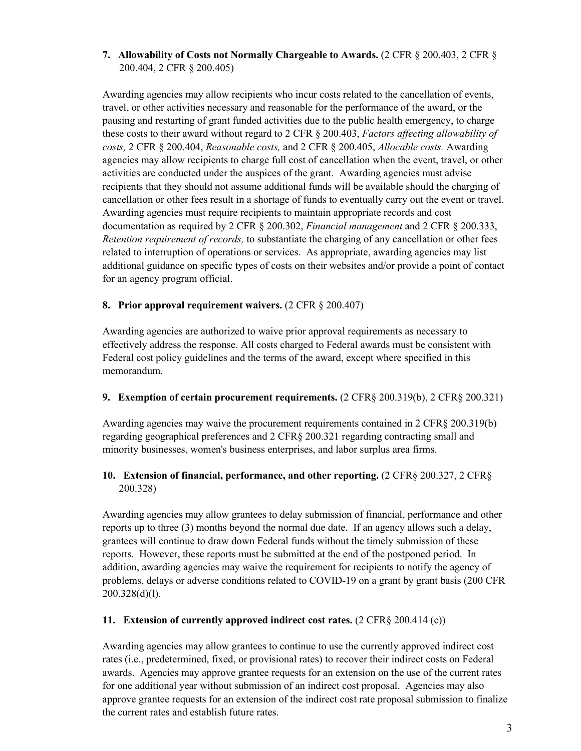**7. Allowability of Costs not Normally Chargeable to Awards.** (2 CFR § 200.403, 2 CFR § 200.404, 2 CFR § 200.405)

Awarding agencies may allow recipients who incur costs related to the cancellation of events, travel, or other activities necessary and reasonable for the performance of the award, or the pausing and restarting of grant funded activities due to the public health emergency, to charge these costs to their award without regard to 2 CFR § 200.403, *Factors affecting allowability of costs,* 2 CFR § 200.404, *Reasonable costs,* and 2 CFR § 200.405, *Allocable costs.* Awarding agencies may allow recipients to charge full cost of cancellation when the event, travel, or other activities are conducted under the auspices of the grant. Awarding agencies must advise recipients that they should not assume additional funds will be available should the charging of cancellation or other fees result in a shortage of funds to eventually carry out the event or travel. Awarding agencies must require recipients to maintain appropriate records and cost documentation as required by 2 CFR § 200.302, *Financial management* and 2 CFR § 200.333, *Retention requirement of records,* to substantiate the charging of any cancellation or other fees related to interruption of operations or services. As appropriate, awarding agencies may list additional guidance on specific types of costs on their websites and/or provide a point of contact for an agency program official.

**8. Prior approval requirement waivers.** (2 CFR § 200.407)

Awarding agencies are authorized to waive prior approval requirements as necessary to effectively address the response. All costs charged to Federal awards must be consistent with Federal cost policy guidelines and the terms of the award, except where specified in this memorandum.

**9. Exemption of certain procurement requirements.** (2 CFR§ 200.319(b), 2 CFR§ 200.321)

Awarding agencies may waive the procurement requirements contained in 2 CFR§ 200.319(b) regarding geographical preferences and 2 CFR§ 200.321 regarding contracting small and minority businesses, women's business enterprises, and labor surplus area firms.

**10. Extension of financial, performance, and other reporting.** (2 CFR§ 200.327, 2 CFR§ 200.328)

Awarding agencies may allow grantees to delay submission of financial, performance and other reports up to three (3) months beyond the normal due date. If an agency allows such a delay, grantees will continue to draw down Federal funds without the timely submission of these reports. However, these reports must be submitted at the end of the postponed period. In addition, awarding agencies may waive the requirement for recipients to notify the agency of problems, delays or adverse conditions related to COVID-19 on a grant by grant basis (200 CFR 200.328(d)(l).

**11. Extension of currently approved indirect cost rates.** (2 CFR§ 200.414 (c))

Awarding agencies may allow grantees to continue to use the currently approved indirect cost rates (i.e., predetermined, fixed, or provisional rates) to recover their indirect costs on Federal awards. Agencies may approve grantee requests for an extension on the use of the current rates for one additional year without submission of an indirect cost proposal. Agencies may also approve grantee requests for an extension of the indirect cost rate proposal submission to finalize the current rates and establish future rates.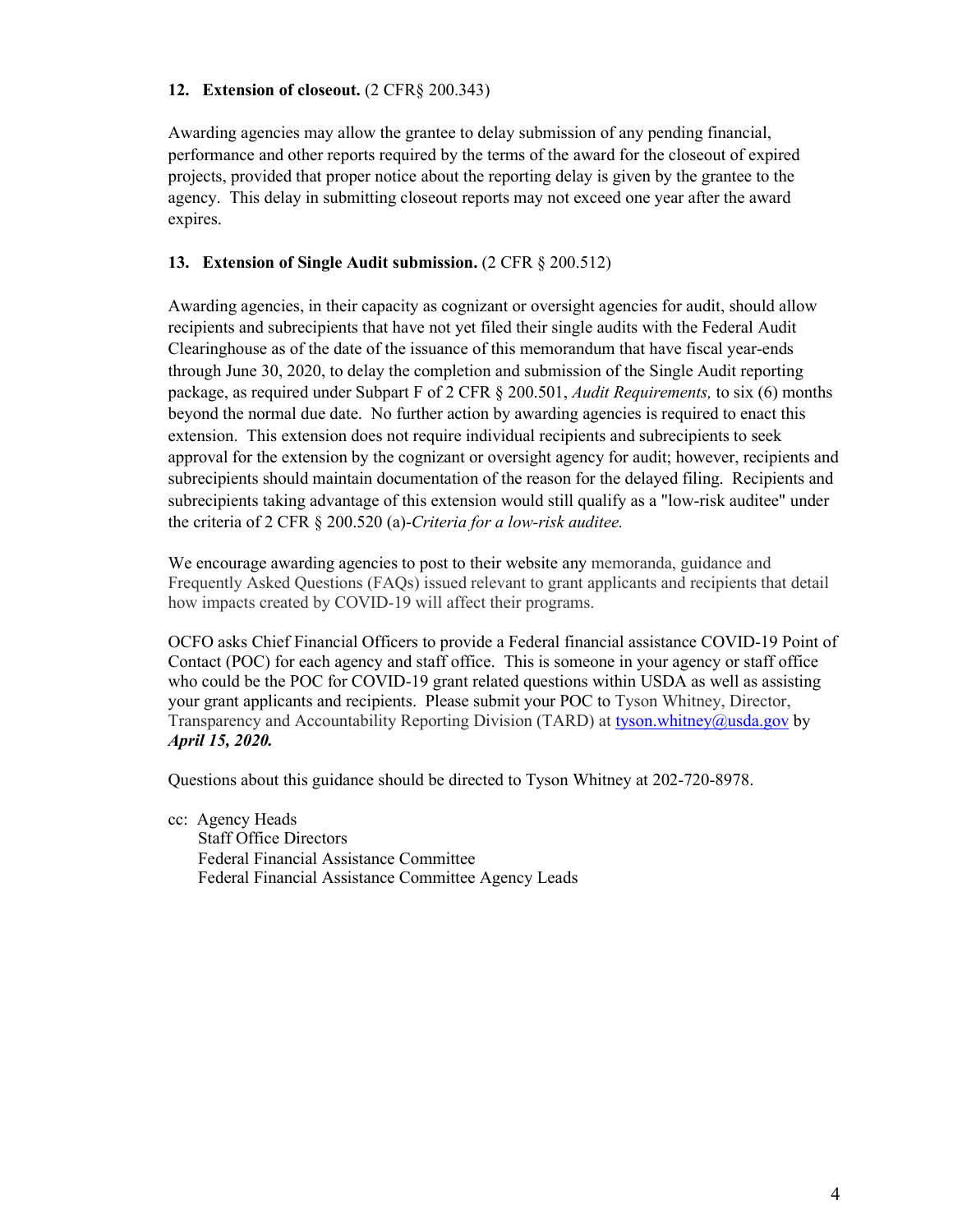**12. Extension of closeout.** (2 CFR§ 200.343)

Awarding agencies may allow the grantee to delay submission of any pending financial, performance and other reports required by the terms of the award for the closeout of expired projects, provided that proper notice about the reporting delay is given by the grantee to the agency. This delay in submitting closeout reports may not exceed one year after the award expires.

**13. Extension of Single Audit submission.** (2 CFR § 200.512)

Awarding agencies, in their capacity as cognizant or oversight agencies for audit, should allow recipients and subrecipients that have not yet filed their single audits with the Federal Audit Clearinghouse as of the date of the issuance of this memorandum that have fiscal year-ends through June 30, 2020, to delay the completion and submission of the Single Audit reporting package, as required under Subpart F of 2 CFR § 200.501, *Audit Requirements,* to six (6) months beyond the normal due date. No further action by awarding agencies is required to enact this extension. This extension does not require individual recipients and subrecipients to seek approval for the extension by the cognizant or oversight agency for audit; however, recipients and subrecipients should maintain documentation of the reason for the delayed filing. Recipients and subrecipients taking advantage of this extension would still qualify as a "low-risk auditee" under the criteria of 2 CFR § 200.520 (a)-*Criteria for a low-risk auditee.*

We encourage awarding agencies to post to their website any memoranda, guidance and Frequently Asked Questions (FAQs) issued relevant to grant applicants and recipients that detail how impacts created by COVID-19 will affect their programs.

OCFO asks Chief Financial Officers to provide a Federal financial assistance COVID-19 Point of Contact (POC) for each agency and staff office. This is someone in your agency or staff office who could be the POC for COVID-19 grant related questions within USDA as well as assisting your grant applicants and recipients. Please submit your POC to Tyson Whitney, Director, Transparency and Accountability Reporting Division (TARD) at tyson.whitney@usda.gov by ***April 15, 2020.***

Questions about this guidance should be directed to Tyson Whitney at 202-720-8978.

cc: Agency Heads
Staff Office Directors
Federal Financial Assistance Committee
Federal Financial Assistance Committee Agency Leads